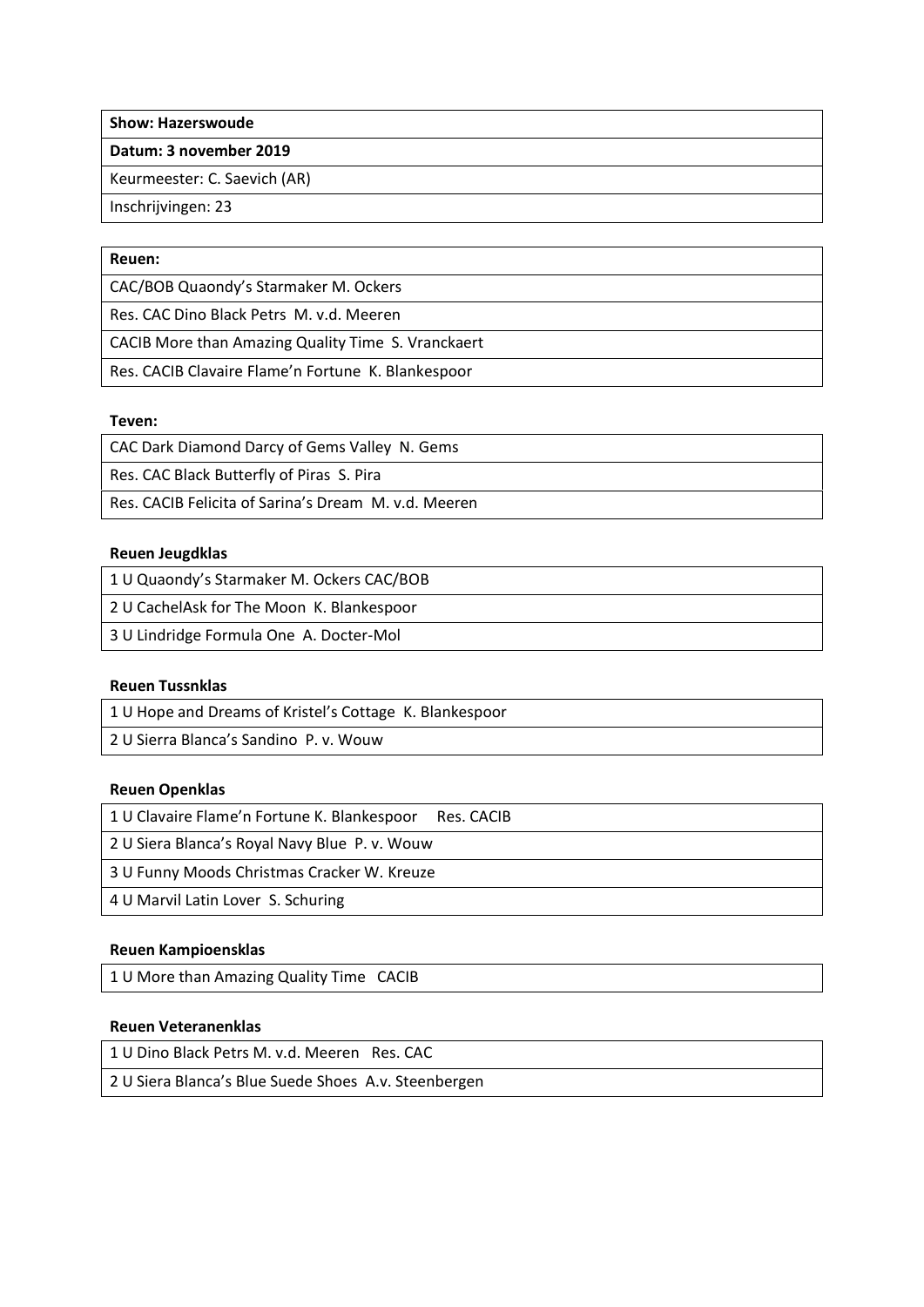**Show: Hazerswoude**

**Datum: 3 november 2019**

Keurmeester: C. Saevich (AR)

Inschrijvingen: 23

**Reuen:**

CAC/BOB Quaondy's Starmaker M. Ockers

Res. CAC Dino Black Petrs M. v.d. Meeren

CACIB More than Amazing Quality Time S. Vranckaert

Res. CACIB Clavaire Flame'n Fortune K. Blankespoor

**Teven:**

CAC Dark Diamond Darcy of Gems Valley N. Gems

Res. CAC Black Butterfly of Piras S. Pira

Res. CACIB Felicita of Sarina's Dream M. v.d. Meeren

**Reuen Jeugdklas**

1 U Quaondy's Starmaker M. Ockers CAC/BOB

2 U CachelAsk for The Moon K. Blankespoor

3 U Lindridge Formula One A. Docter-Mol

**Reuen Tussnklas**

1 U Hope and Dreams of Kristel's Cottage K. Blankespoor

2 U Sierra Blanca's Sandino P. v. Wouw

**Reuen Openklas**

1 U Clavaire Flame'n Fortune K. Blankespoor Res. CACIB

2 U Siera Blanca's Royal Navy Blue P. v. Wouw

3 U Funny Moods Christmas Cracker W. Kreuze

4 U Marvil Latin Lover S. Schuring

**Reuen Kampioensklas**

1 U More than Amazing Quality Time CACIB

**Reuen Veteranenklas**

1 U Dino Black Petrs M. v.d. Meeren Res. CAC

2 U Siera Blanca's Blue Suede Shoes A.v. Steenbergen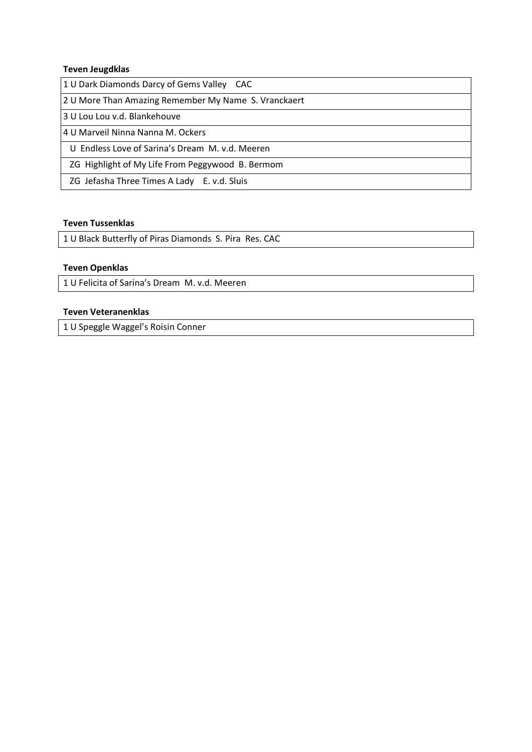**Teven Jeugdklas**

| |
|---|
| 1 U Dark Diamonds Darcy of Gems Valley CAC |
| 2 U More Than Amazing Remember My Name S. Vranckaert |
| 3 U Lou Lou v.d. Blankehouve |
| 4 U Marveil Ninna Nanna M. Ockers |
| U Endless Love of Sarina's Dream M. v.d. Meeren |
| ZG Highlight of My Life From Peggywood B. Bermom |
| ZG Jefasha Three Times A Lady E. v.d. Sluis |

**Teven Tussenklas**

| |
|---|
| 1 U Black Butterfly of Piras Diamonds S. Pira Res. CAC |

**Teven Openklas**

| |
|---|
| 1 U Felicita of Sarina's Dream M. v.d. Meeren |

**Teven Veteranenklas**

| |
|---|
| 1 U Speggle Waggel's Roisin Conner |